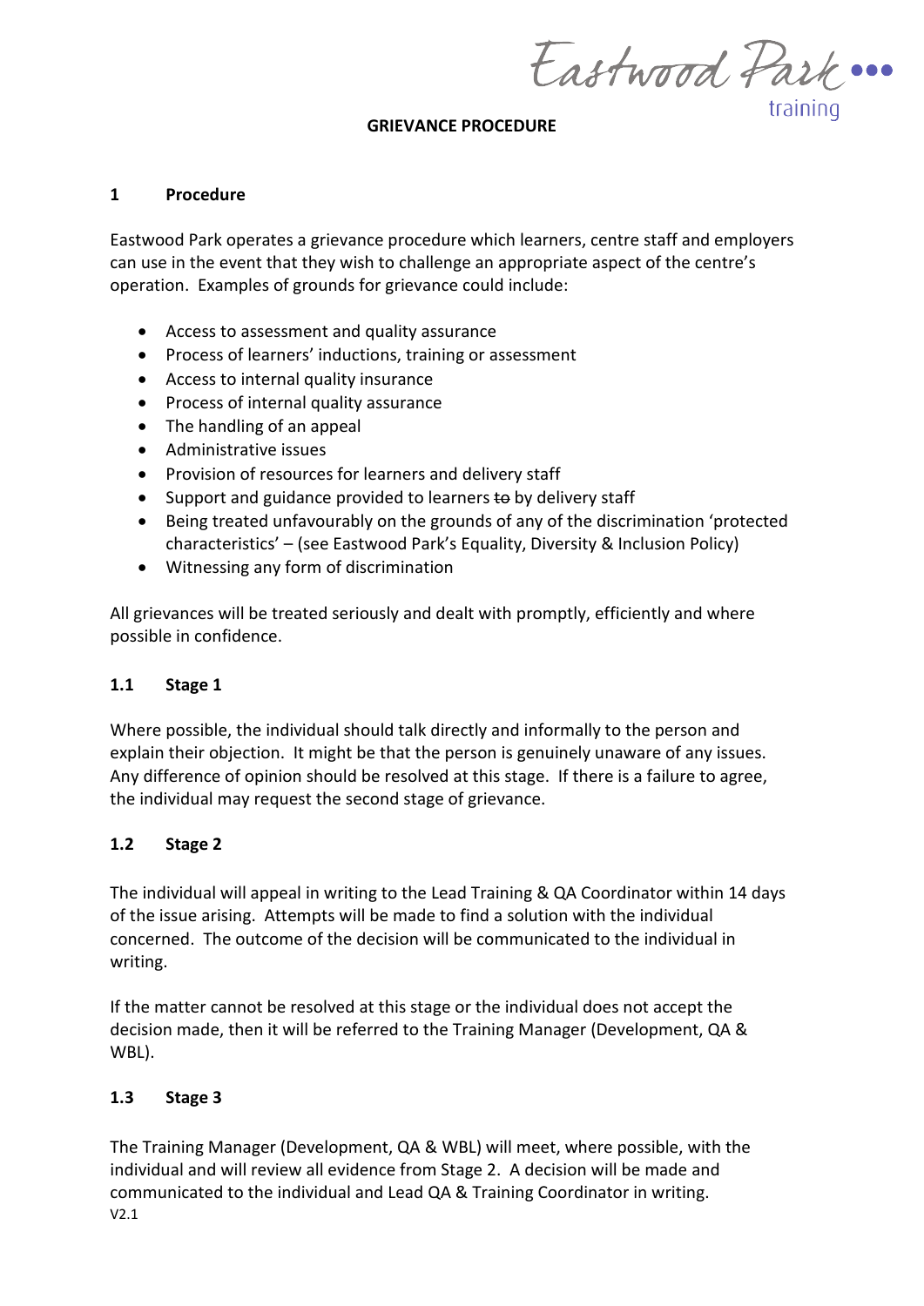# GRIEVANCE PROCEDURE

## 1 Procedure

Eastwood Park operates a grievance procedure which learners, centre staff and employers can use in the event that they wish to challenge an appropriate aspect of the centre's operation. Examples of grounds for grievance could include:

- Access to assessment and quality assurance
- Process of learners' inductions, training or assessment
- Access to internal quality insurance
- Process of internal quality assurance
- The handling of an appeal
- Administrative issues
- Provision of resources for learners and delivery staff
- Support and guidance provided to learners ~~to~~ by delivery staff
- Being treated unfavourably on the grounds of any of the discrimination 'protected characteristics' – (see Eastwood Park's Equality, Diversity & Inclusion Policy)
- Witnessing any form of discrimination

All grievances will be treated seriously and dealt with promptly, efficiently and where possible in confidence.

### 1.1 Stage 1

Where possible, the individual should talk directly and informally to the person and explain their objection. It might be that the person is genuinely unaware of any issues. Any difference of opinion should be resolved at this stage. If there is a failure to agree, the individual may request the second stage of grievance.

### 1.2 Stage 2

The individual will appeal in writing to the Lead Training & QA Coordinator within 14 days of the issue arising. Attempts will be made to find a solution with the individual concerned. The outcome of the decision will be communicated to the individual in writing.

If the matter cannot be resolved at this stage or the individual does not accept the decision made, then it will be referred to the Training Manager (Development, QA & WBL).

### 1.3 Stage 3

The Training Manager (Development, QA & WBL) will meet, where possible, with the individual and will review all evidence from Stage 2. A decision will be made and communicated to the individual and Lead QA & Training Coordinator in writing.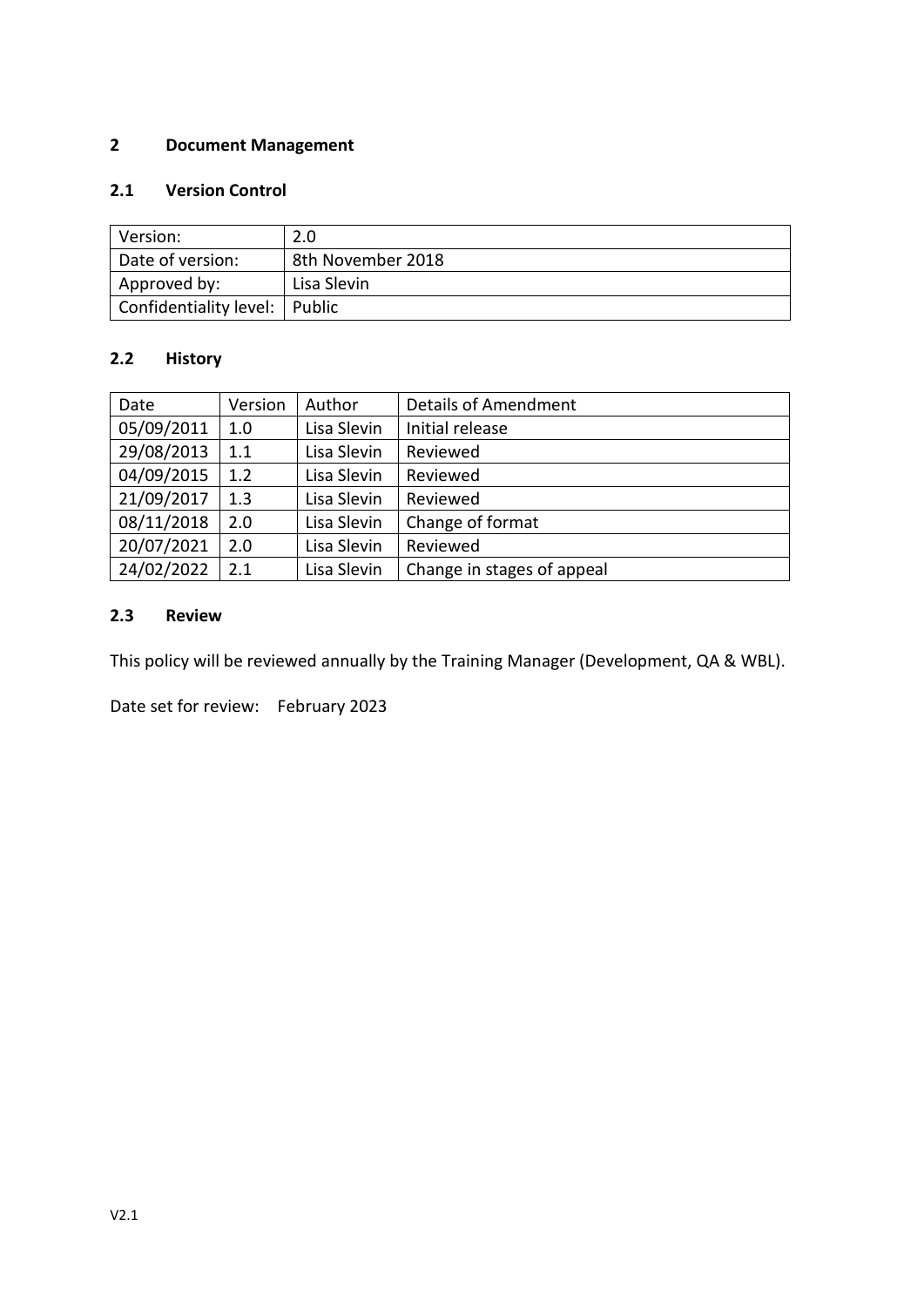## 2 Document Management

### 2.1 Version Control

| | |
|---|---|
| Version: | 2.0 |
| Date of version: | 8th November 2018 |
| Approved by: | Lisa Slevin |
| Confidentiality level: | Public |

### 2.2 History

| Date | Version | Author | Details of Amendment |
|---|---|---|---|
| 05/09/2011 | 1.0 | Lisa Slevin | Initial release |
| 29/08/2013 | 1.1 | Lisa Slevin | Reviewed |
| 04/09/2015 | 1.2 | Lisa Slevin | Reviewed |
| 21/09/2017 | 1.3 | Lisa Slevin | Reviewed |
| 08/11/2018 | 2.0 | Lisa Slevin | Change of format |
| 20/07/2021 | 2.0 | Lisa Slevin | Reviewed |
| 24/02/2022 | 2.1 | Lisa Slevin | Change in stages of appeal |

### 2.3 Review

This policy will be reviewed annually by the Training Manager (Development, QA & WBL).

Date set for review: February 2023